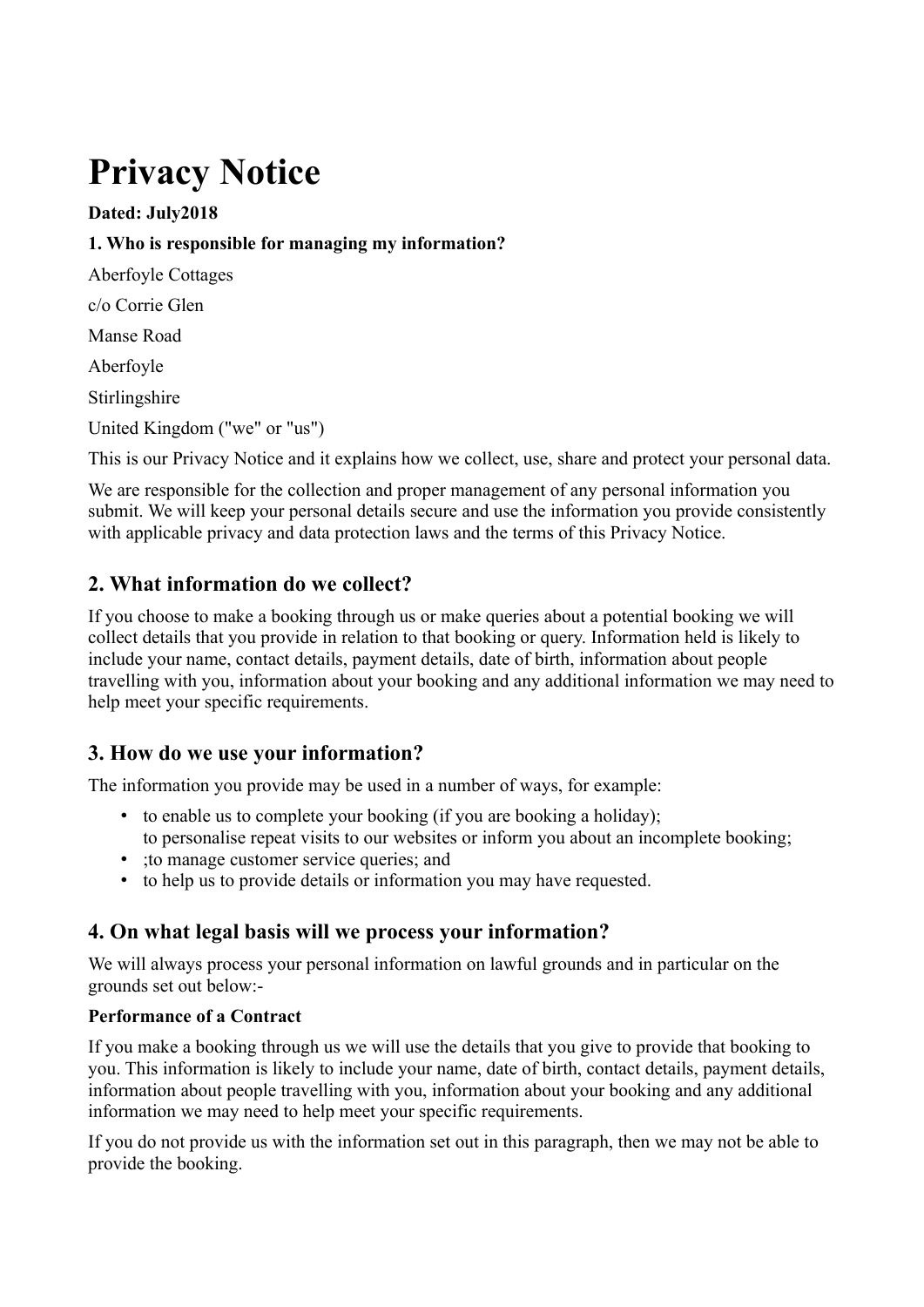# Privacy Notice

**Dated: July2018**

**1. Who is responsible for managing my information?**

Aberfoyle Cottages

c/o Corrie Glen

Manse Road

Aberfoyle

Stirlingshire

United Kingdom ("we" or "us")

This is our Privacy Notice and it explains how we collect, use, share and protect your personal data.

We are responsible for the collection and proper management of any personal information you submit. We will keep your personal details secure and use the information you provide consistently with applicable privacy and data protection laws and the terms of this Privacy Notice.

## 2. What information do we collect?

If you choose to make a booking through us or make queries about a potential booking we will collect details that you provide in relation to that booking or query. Information held is likely to include your name, contact details, payment details, date of birth, information about people travelling with you, information about your booking and any additional information we may need to help meet your specific requirements.

## 3. How do we use your information?

The information you provide may be used in a number of ways, for example:

- to enable us to complete your booking (if you are booking a holiday);
  to personalise repeat visits to our websites or inform you about an incomplete booking;
- ;to manage customer service queries; and
- to help us to provide details or information you may have requested.

## 4. On what legal basis will we process your information?

We will always process your personal information on lawful grounds and in particular on the grounds set out below:-

**Performance of a Contract**

If you make a booking through us we will use the details that you give to provide that booking to you. This information is likely to include your name, date of birth, contact details, payment details, information about people travelling with you, information about your booking and any additional information we may need to help meet your specific requirements.

If you do not provide us with the information set out in this paragraph, then we may not be able to provide the booking.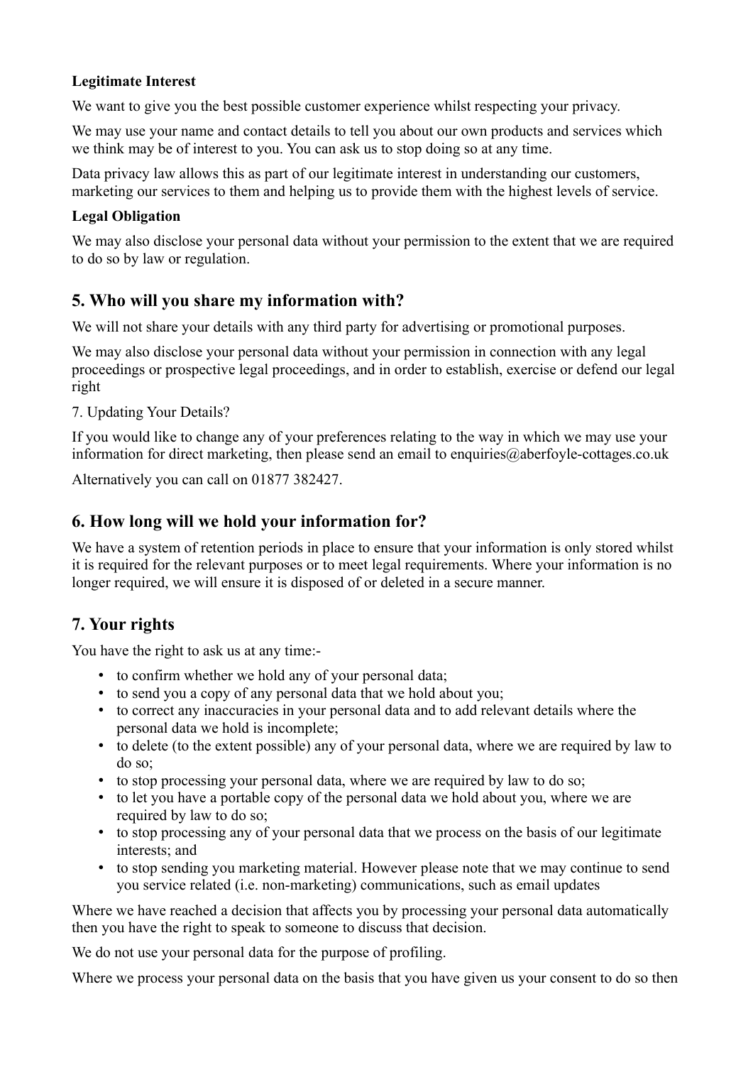**Legitimate Interest**

We want to give you the best possible customer experience whilst respecting your privacy.

We may use your name and contact details to tell you about our own products and services which we think may be of interest to you. You can ask us to stop doing so at any time.

Data privacy law allows this as part of our legitimate interest in understanding our customers, marketing our services to them and helping us to provide them with the highest levels of service.

**Legal Obligation**

We may also disclose your personal data without your permission to the extent that we are required to do so by law or regulation.

## 5. Who will you share my information with?

We will not share your details with any third party for advertising or promotional purposes.

We may also disclose your personal data without your permission in connection with any legal proceedings or prospective legal proceedings, and in order to establish, exercise or defend our legal right

7. Updating Your Details?

If you would like to change any of your preferences relating to the way in which we may use your information for direct marketing, then please send an email to enquiries@aberfoyle-cottages.co.uk

Alternatively you can call on 01877 382427.

## 6. How long will we hold your information for?

We have a system of retention periods in place to ensure that your information is only stored whilst it is required for the relevant purposes or to meet legal requirements. Where your information is no longer required, we will ensure it is disposed of or deleted in a secure manner.

## 7. Your rights

You have the right to ask us at any time:-

- to confirm whether we hold any of your personal data;
- to send you a copy of any personal data that we hold about you;
- to correct any inaccuracies in your personal data and to add relevant details where the personal data we hold is incomplete;
- to delete (to the extent possible) any of your personal data, where we are required by law to do so;
- to stop processing your personal data, where we are required by law to do so;
- to let you have a portable copy of the personal data we hold about you, where we are required by law to do so;
- to stop processing any of your personal data that we process on the basis of our legitimate interests; and
- to stop sending you marketing material. However please note that we may continue to send you service related (i.e. non-marketing) communications, such as email updates

Where we have reached a decision that affects you by processing your personal data automatically then you have the right to speak to someone to discuss that decision.

We do not use your personal data for the purpose of profiling.

Where we process your personal data on the basis that you have given us your consent to do so then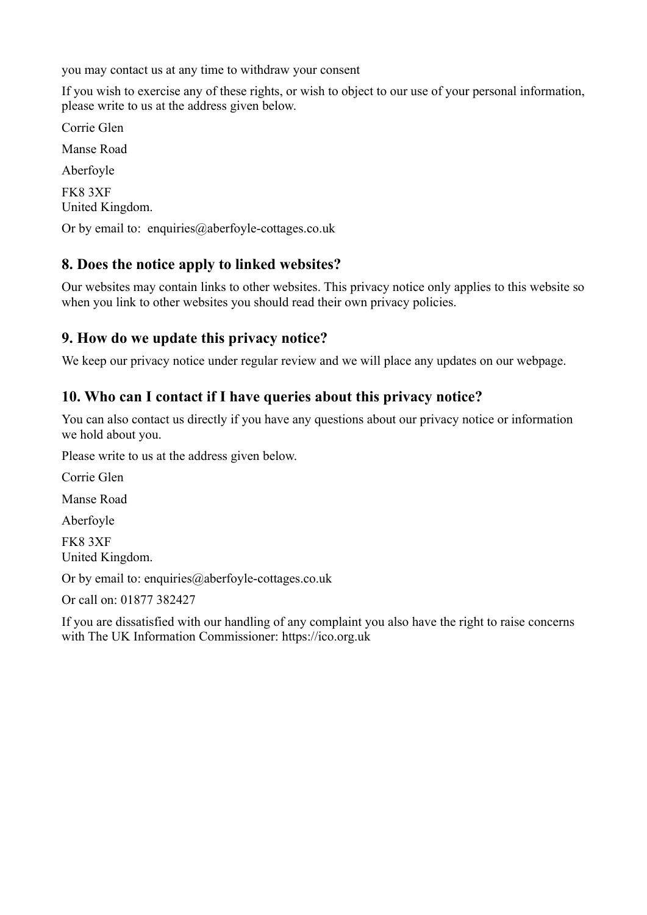you may contact us at any time to withdraw your consent

If you wish to exercise any of these rights, or wish to object to our use of your personal information, please write to us at the address given below.

Corrie Glen

Manse Road

Aberfoyle

FK8 3XF
United Kingdom.

Or by email to: enquiries@aberfoyle-cottages.co.uk

## 8. Does the notice apply to linked websites?

Our websites may contain links to other websites. This privacy notice only applies to this website so when you link to other websites you should read their own privacy policies.

## 9. How do we update this privacy notice?

We keep our privacy notice under regular review and we will place any updates on our webpage.

## 10. Who can I contact if I have queries about this privacy notice?

You can also contact us directly if you have any questions about our privacy notice or information we hold about you.

Please write to us at the address given below.

Corrie Glen

Manse Road

Aberfoyle

FK8 3XF
United Kingdom.

Or by email to: enquiries@aberfoyle-cottages.co.uk

Or call on: 01877 382427

If you are dissatisfied with our handling of any complaint you also have the right to raise concerns with The UK Information Commissioner: https://ico.org.uk